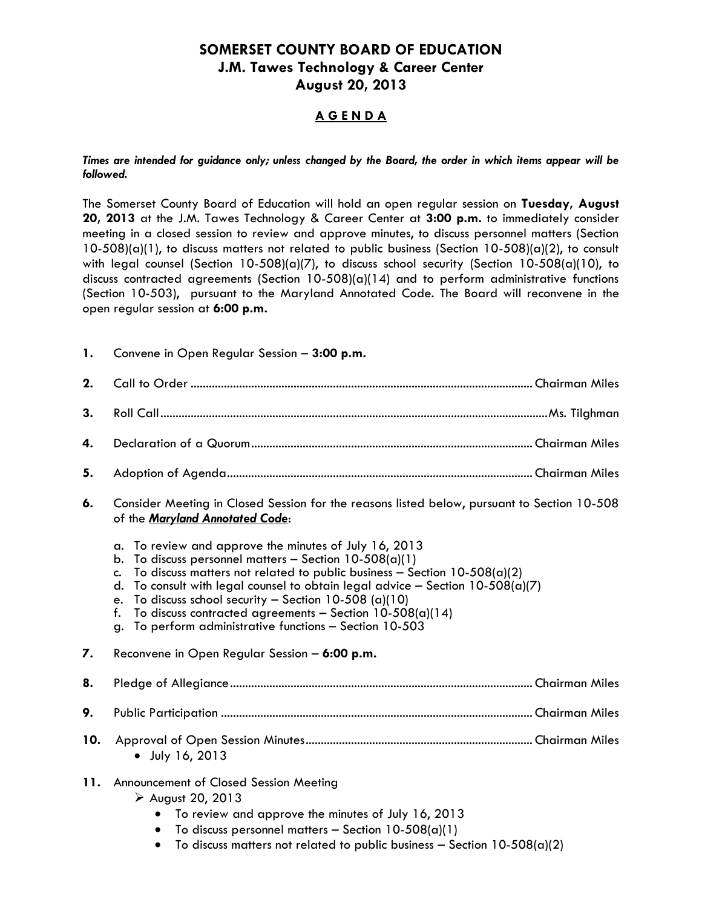# SOMERSET COUNTY BOARD OF EDUCATION
## J.M. Tawes Technology & Career Center
## August 20, 2013

## A G E N D A

***Times are intended for guidance only; unless changed by the Board, the order in which items appear will be followed.***

The Somerset County Board of Education will hold an open regular session on **Tuesday, August 20, 2013** at the J.M. Tawes Technology & Career Center at **3:00 p.m.** to immediately consider meeting in a closed session to review and approve minutes, to discuss personnel matters (Section 10-508)(a)(1), to discuss matters not related to public business (Section 10-508)(a)(2), to consult with legal counsel (Section 10-508)(a)(7), to discuss school security (Section 10-508(a)(10), to discuss contracted agreements (Section 10-508)(a)(14) and to perform administrative functions (Section 10-503), pursuant to the Maryland Annotated Code. The Board will reconvene in the open regular session at **6:00 p.m.**

**1.** Convene in Open Regular Session – **3:00 p.m.**

**2.** Call to Order ........................................................................................................ Chairman Miles

**3.** Roll Call ........................................................................................................................ Ms. Tilghman

**4.** Declaration of a Quorum ........................................................................................ Chairman Miles

**5.** Adoption of Agenda ................................................................................................ Chairman Miles

**6.** Consider Meeting in Closed Session for the reasons listed below, pursuant to Section 10-508 of the ***Maryland Annotated Code***:

   a. To review and approve the minutes of July 16, 2013
   b. To discuss personnel matters – Section 10-508(a)(1)
   c. To discuss matters not related to public business – Section 10-508(a)(2)
   d. To consult with legal counsel to obtain legal advice – Section 10-508(a)(7)
   e. To discuss school security – Section 10-508 (a)(10)
   f. To discuss contracted agreements – Section 10-508(a)(14)
   g. To perform administrative functions – Section 10-503

**7.** Reconvene in Open Regular Session – **6:00 p.m.**

**8.** Pledge of Allegiance ................................................................................................ Chairman Miles

**9.** Public Participation .................................................................................................. Chairman Miles

**10.** Approval of Open Session Minutes ....................................................................... Chairman Miles
   - July 16, 2013

**11.** Announcement of Closed Session Meeting
   - August 20, 2013
     - To review and approve the minutes of July 16, 2013
     - To discuss personnel matters – Section 10-508(a)(1)
     - To discuss matters not related to public business – Section 10-508(a)(2)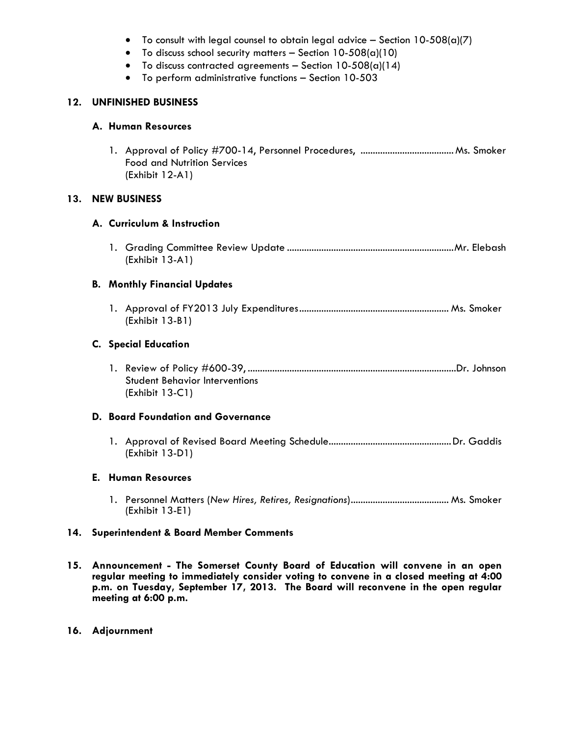- To consult with legal counsel to obtain legal advice – Section 10-508(a)(7)
- To discuss school security matters – Section 10-508(a)(10)
- To discuss contracted agreements – Section 10-508(a)(14)
- To perform administrative functions – Section 10-503

**12. UNFINISHED BUSINESS**

**A. Human Resources**

1. Approval of Policy #700-14, Personnel Procedures, ...................................... Ms. Smoker
   Food and Nutrition Services
   (Exhibit 12-A1)

**13. NEW BUSINESS**

**A. Curriculum & Instruction**

1. Grading Committee Review Update ....................................................................Mr. Elebash
   (Exhibit 13-A1)

**B. Monthly Financial Updates**

1. Approval of FY2013 July Expenditures............................................................. Ms. Smoker
   (Exhibit 13-B1)

**C. Special Education**

1. Review of Policy #600-39, .....................................................................................Dr. Johnson
   Student Behavior Interventions
   (Exhibit 13-C1)

**D. Board Foundation and Governance**

1. Approval of Revised Board Meeting Schedule.................................................Dr. Gaddis
   (Exhibit 13-D1)

**E. Human Resources**

1. Personnel Matters (*New Hires, Retires, Resignations*)........................................ Ms. Smoker
   (Exhibit 13-E1)

**14. Superintendent & Board Member Comments**

**15. Announcement - The Somerset County Board of Education will convene in an open regular meeting to immediately consider voting to convene in a closed meeting at 4:00 p.m. on Tuesday, September 17, 2013. The Board will reconvene in the open regular meeting at 6:00 p.m.**

**16. Adjournment**